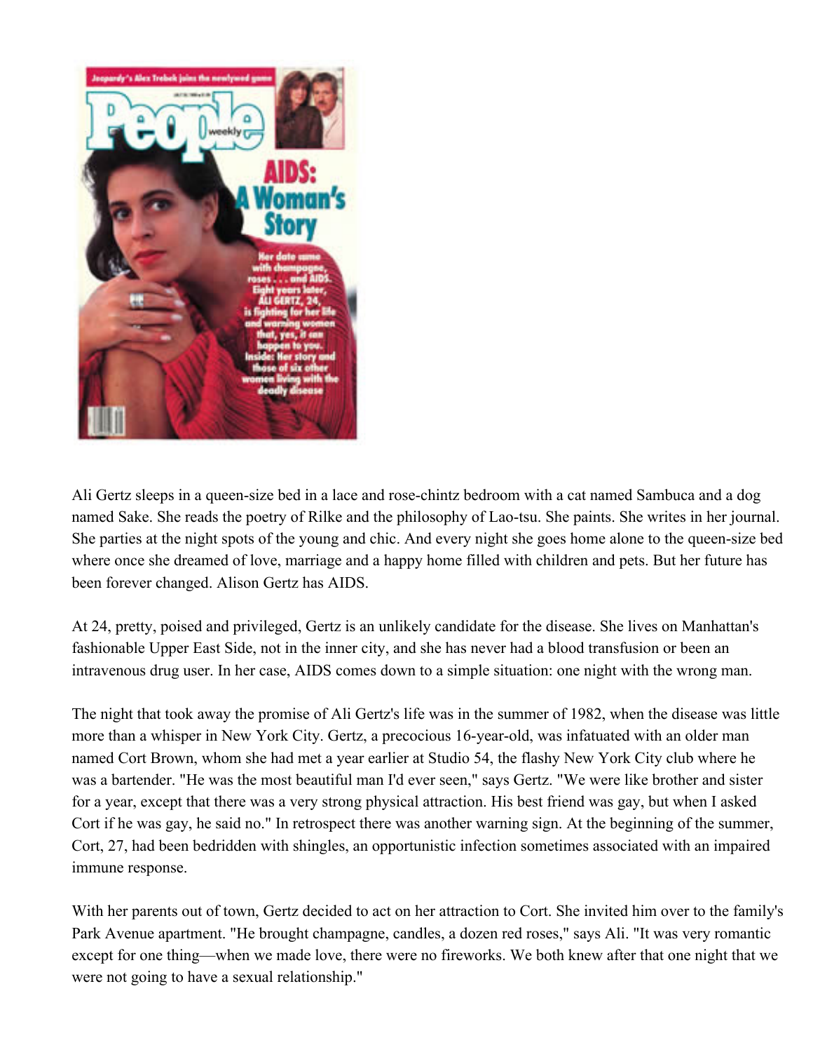Ali Gertz sleeps in a queen-size bed in a lace and rose-chintz bedroom with a cat named Sambuca and a dog named Sake. She reads the poetry of Rilke and the philosophy of Lao-tsu. She paints. She writes in her journal. She parties at the night spots of the young and chic. And every night she goes home alone to the queen-size bed where once she dreamed of love, marriage and a happy home filled with children and pets. But her future has been forever changed. Alison Gertz has AIDS.

At 24, pretty, poised and privileged, Gertz is an unlikely candidate for the disease. She lives on Manhattan's fashionable Upper East Side, not in the inner city, and she has never had a blood transfusion or been an intravenous drug user. In her case, AIDS comes down to a simple situation: one night with the wrong man.

The night that took away the promise of Ali Gertz's life was in the summer of 1982, when the disease was little more than a whisper in New York City. Gertz, a precocious 16-year-old, was infatuated with an older man named Cort Brown, whom she had met a year earlier at Studio 54, the flashy New York City club where he was a bartender. "He was the most beautiful man I'd ever seen," says Gertz. "We were like brother and sister for a year, except that there was a very strong physical attraction. His best friend was gay, but when I asked Cort if he was gay, he said no." In retrospect there was another warning sign. At the beginning of the summer, Cort, 27, had been bedridden with shingles, an opportunistic infection sometimes associated with an impaired immune response.

With her parents out of town, Gertz decided to act on her attraction to Cort. She invited him over to the family's Park Avenue apartment. "He brought champagne, candles, a dozen red roses," says Ali. "It was very romantic except for one thing—when we made love, there were no fireworks. We both knew after that one night that we were not going to have a sexual relationship."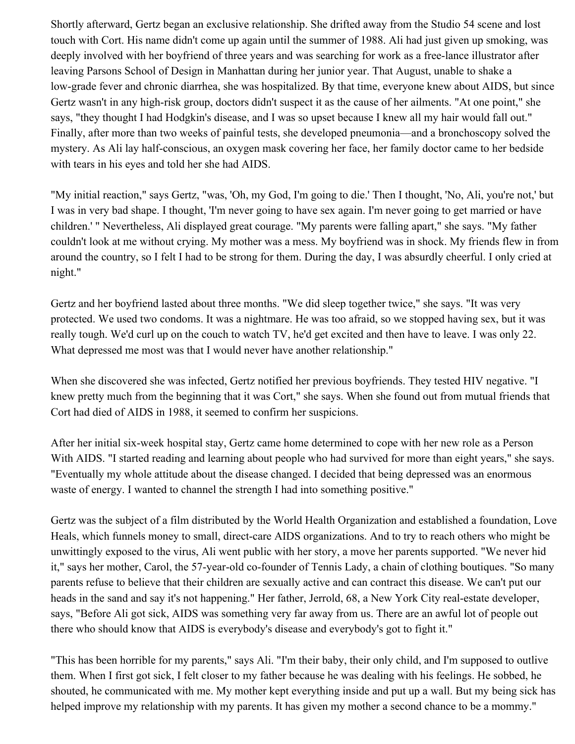Shortly afterward, Gertz began an exclusive relationship. She drifted away from the Studio 54 scene and lost touch with Cort. His name didn't come up again until the summer of 1988. Ali had just given up smoking, was deeply involved with her boyfriend of three years and was searching for work as a free-lance illustrator after leaving Parsons School of Design in Manhattan during her junior year. That August, unable to shake a low-grade fever and chronic diarrhea, she was hospitalized. By that time, everyone knew about AIDS, but since Gertz wasn't in any high-risk group, doctors didn't suspect it as the cause of her ailments. "At one point," she says, "they thought I had Hodgkin's disease, and I was so upset because I knew all my hair would fall out." Finally, after more than two weeks of painful tests, she developed pneumonia—and a bronchoscopy solved the mystery. As Ali lay half-conscious, an oxygen mask covering her face, her family doctor came to her bedside with tears in his eyes and told her she had AIDS.

"My initial reaction," says Gertz, "was, 'Oh, my God, I'm going to die.' Then I thought, 'No, Ali, you're not,' but I was in very bad shape. I thought, 'I'm never going to have sex again. I'm never going to get married or have children.' " Nevertheless, Ali displayed great courage. "My parents were falling apart," she says. "My father couldn't look at me without crying. My mother was a mess. My boyfriend was in shock. My friends flew in from around the country, so I felt I had to be strong for them. During the day, I was absurdly cheerful. I only cried at night."

Gertz and her boyfriend lasted about three months. "We did sleep together twice," she says. "It was very protected. We used two condoms. It was a nightmare. He was too afraid, so we stopped having sex, but it was really tough. We'd curl up on the couch to watch TV, he'd get excited and then have to leave. I was only 22. What depressed me most was that I would never have another relationship."

When she discovered she was infected, Gertz notified her previous boyfriends. They tested HIV negative. "I knew pretty much from the beginning that it was Cort," she says. When she found out from mutual friends that Cort had died of AIDS in 1988, it seemed to confirm her suspicions.

After her initial six-week hospital stay, Gertz came home determined to cope with her new role as a Person With AIDS. "I started reading and learning about people who had survived for more than eight years," she says. "Eventually my whole attitude about the disease changed. I decided that being depressed was an enormous waste of energy. I wanted to channel the strength I had into something positive."

Gertz was the subject of a film distributed by the World Health Organization and established a foundation, Love Heals, which funnels money to small, direct-care AIDS organizations. And to try to reach others who might be unwittingly exposed to the virus, Ali went public with her story, a move her parents supported. "We never hid it," says her mother, Carol, the 57-year-old co-founder of Tennis Lady, a chain of clothing boutiques. "So many parents refuse to believe that their children are sexually active and can contract this disease. We can't put our heads in the sand and say it's not happening." Her father, Jerrold, 68, a New York City real-estate developer, says, "Before Ali got sick, AIDS was something very far away from us. There are an awful lot of people out there who should know that AIDS is everybody's disease and everybody's got to fight it."

"This has been horrible for my parents," says Ali. "I'm their baby, their only child, and I'm supposed to outlive them. When I first got sick, I felt closer to my father because he was dealing with his feelings. He sobbed, he shouted, he communicated with me. My mother kept everything inside and put up a wall. But my being sick has helped improve my relationship with my parents. It has given my mother a second chance to be a mommy."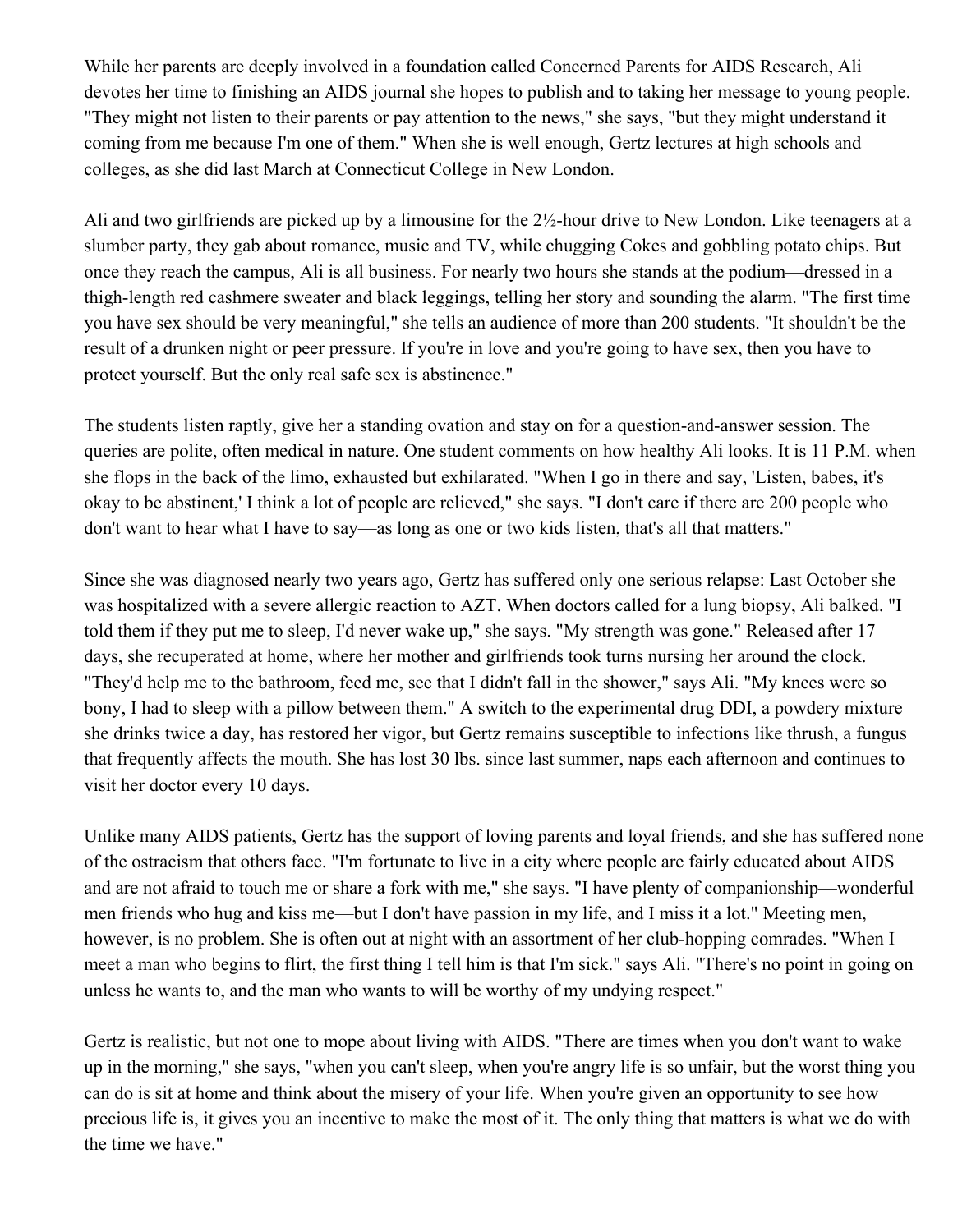While her parents are deeply involved in a foundation called Concerned Parents for AIDS Research, Ali devotes her time to finishing an AIDS journal she hopes to publish and to taking her message to young people. "They might not listen to their parents or pay attention to the news," she says, "but they might understand it coming from me because I'm one of them." When she is well enough, Gertz lectures at high schools and colleges, as she did last March at Connecticut College in New London.

Ali and two girlfriends are picked up by a limousine for the 2½-hour drive to New London. Like teenagers at a slumber party, they gab about romance, music and TV, while chugging Cokes and gobbling potato chips. But once they reach the campus, Ali is all business. For nearly two hours she stands at the podium—dressed in a thigh-length red cashmere sweater and black leggings, telling her story and sounding the alarm. "The first time you have sex should be very meaningful," she tells an audience of more than 200 students. "It shouldn't be the result of a drunken night or peer pressure. If you're in love and you're going to have sex, then you have to protect yourself. But the only real safe sex is abstinence."

The students listen raptly, give her a standing ovation and stay on for a question-and-answer session. The queries are polite, often medical in nature. One student comments on how healthy Ali looks. It is 11 P.M. when she flops in the back of the limo, exhausted but exhilarated. "When I go in there and say, 'Listen, babes, it's okay to be abstinent,' I think a lot of people are relieved," she says. "I don't care if there are 200 people who don't want to hear what I have to say—as long as one or two kids listen, that's all that matters."

Since she was diagnosed nearly two years ago, Gertz has suffered only one serious relapse: Last October she was hospitalized with a severe allergic reaction to AZT. When doctors called for a lung biopsy, Ali balked. "I told them if they put me to sleep, I'd never wake up," she says. "My strength was gone." Released after 17 days, she recuperated at home, where her mother and girlfriends took turns nursing her around the clock. "They'd help me to the bathroom, feed me, see that I didn't fall in the shower," says Ali. "My knees were so bony, I had to sleep with a pillow between them." A switch to the experimental drug DDI, a powdery mixture she drinks twice a day, has restored her vigor, but Gertz remains susceptible to infections like thrush, a fungus that frequently affects the mouth. She has lost 30 lbs. since last summer, naps each afternoon and continues to visit her doctor every 10 days.

Unlike many AIDS patients, Gertz has the support of loving parents and loyal friends, and she has suffered none of the ostracism that others face. "I'm fortunate to live in a city where people are fairly educated about AIDS and are not afraid to touch me or share a fork with me," she says. "I have plenty of companionship—wonderful men friends who hug and kiss me—but I don't have passion in my life, and I miss it a lot." Meeting men, however, is no problem. She is often out at night with an assortment of her club-hopping comrades. "When I meet a man who begins to flirt, the first thing I tell him is that I'm sick." says Ali. "There's no point in going on unless he wants to, and the man who wants to will be worthy of my undying respect."

Gertz is realistic, but not one to mope about living with AIDS. "There are times when you don't want to wake up in the morning," she says, "when you can't sleep, when you're angry life is so unfair, but the worst thing you can do is sit at home and think about the misery of your life. When you're given an opportunity to see how precious life is, it gives you an incentive to make the most of it. The only thing that matters is what we do with the time we have."